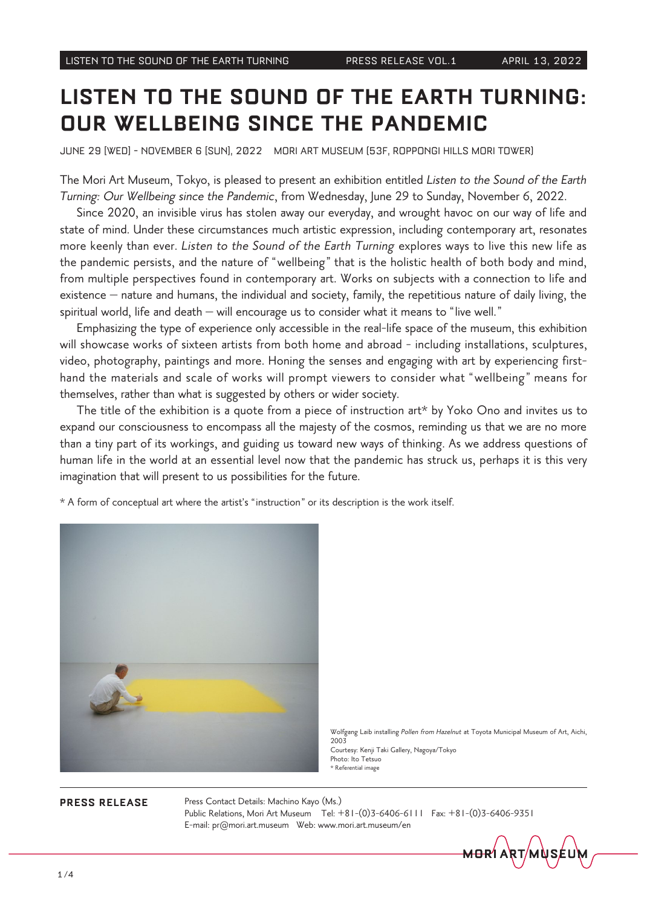# LISTEN TO THE SOUND OF THE EARTH TURNING: OUR WELLBEING SINCE THE PANDEMIC

JUNE 29 [WED] - NOVEMBER 6 [SUN], 2022 MORI ART MUSEUM (53F, ROPPONGI HILLS MORI TOWER)

The Mori Art Museum, Tokyo, is pleased to present an exhibition entitled *Listen to the Sound of the Earth Turning: Our Wellbeing since the Pandemic*, from Wednesday, June 29 to Sunday, November 6, 2022.

Since 2020, an invisible virus has stolen away our everyday, and wrought havoc on our way of life and state of mind. Under these circumstances much artistic expression, including contemporary art, resonates more keenly than ever. *Listen to the Sound of the Earth Turning* explores ways to live this new life as the pandemic persists, and the nature of "wellbeing" that is the holistic health of both body and mind, from multiple perspectives found in contemporary art. Works on subjects with a connection to life and existence – nature and humans, the individual and society, family, the repetitious nature of daily living, the spiritual world, life and death – will encourage us to consider what it means to "live well."

Emphasizing the type of experience only accessible in the real-life space of the museum, this exhibition will showcase works of sixteen artists from both home and abroad - including installations, sculptures, video, photography, paintings and more. Honing the senses and engaging with art by experiencing first-hand the materials and scale of works will prompt viewers to consider what "wellbeing" means for themselves, rather than what is suggested by others or wider society.

The title of the exhibition is a quote from a piece of instruction art* by Yoko Ono and invites us to expand our consciousness to encompass all the majesty of the cosmos, reminding us that we are no more than a tiny part of its workings, and guiding us toward new ways of thinking. As we address questions of human life in the world at an essential level now that the pandemic has struck us, perhaps it is this very imagination that will present to us possibilities for the future.

\* A form of conceptual art where the artist's "instruction" or its description is the work itself.

Wolfgang Laib installing *Pollen from Hazelnut* at Toyota Municipal Museum of Art, Aichi, 2003
Courtesy: Kenji Taki Gallery, Nagoya/Tokyo
Photo: Ito Tetsuo
\* Referential image

**PRESS RELEASE**

Press Contact Details: Machino Kayo (Ms.)
Public Relations, Mori Art Museum Tel: +81-(0)3-6406-6111 Fax: +81-(0)3-6406-9351
E-mail: pr@mori.art.museum Web: www.mori.art.museum/en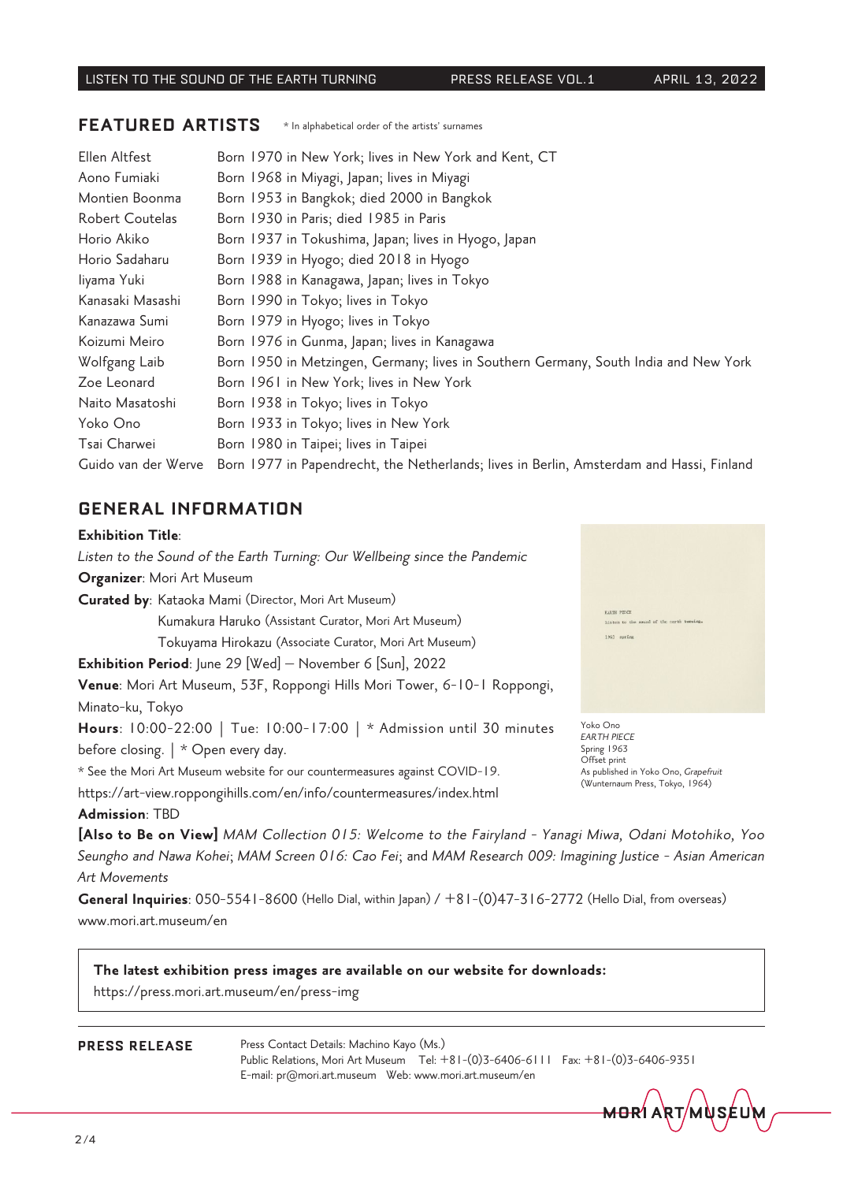## FEATURED ARTISTS

* In alphabetical order of the artists' surnames

| | |
|---|---|
| Ellen Altfest | Born 1970 in New York; lives in New York and Kent, CT |
| Aono Fumiaki | Born 1968 in Miyagi, Japan; lives in Miyagi |
| Montien Boonma | Born 1953 in Bangkok; died 2000 in Bangkok |
| Robert Coutelas | Born 1930 in Paris; died 1985 in Paris |
| Horio Akiko | Born 1937 in Tokushima, Japan; lives in Hyogo, Japan |
| Horio Sadaharu | Born 1939 in Hyogo; died 2018 in Hyogo |
| Iiyama Yuki | Born 1988 in Kanagawa, Japan; lives in Tokyo |
| Kanasaki Masashi | Born 1990 in Tokyo; lives in Tokyo |
| Kanazawa Sumi | Born 1979 in Hyogo; lives in Tokyo |
| Koizumi Meiro | Born 1976 in Gunma, Japan; lives in Kanagawa |
| Wolfgang Laib | Born 1950 in Metzingen, Germany; lives in Southern Germany, South India and New York |
| Zoe Leonard | Born 1961 in New York; lives in New York |
| Naito Masatoshi | Born 1938 in Tokyo; lives in Tokyo |
| Yoko Ono | Born 1933 in Tokyo; lives in New York |
| Tsai Charwei | Born 1980 in Taipei; lives in Taipei |
| Guido van der Werve | Born 1977 in Papendrecht, the Netherlands; lives in Berlin, Amsterdam and Hassi, Finland |

## GENERAL INFORMATION

**Exhibition Title**:
*Listen to the Sound of the Earth Turning: Our Wellbeing since the Pandemic*
**Organizer**: Mori Art Museum
**Curated by**: Kataoka Mami (Director, Mori Art Museum)
Kumakura Haruko (Assistant Curator, Mori Art Museum)
Tokuyama Hirokazu (Associate Curator, Mori Art Museum)
**Exhibition Period**: June 29 [Wed] – November 6 [Sun], 2022
**Venue**: Mori Art Museum, 53F, Roppongi Hills Mori Tower, 6-10-1 Roppongi, Minato-ku, Tokyo
**Hours**: 10:00-22:00 | Tue: 10:00-17:00 | * Admission until 30 minutes before closing. | * Open every day.
* See the Mori Art Museum website for our countermeasures against COVID-19.
https://art-view.roppongihills.com/en/info/countermeasures/index.html
**Admission**: TBD
**[Also to Be on View]** *MAM Collection 015: Welcome to the Fairyland - Yanagi Miwa, Odani Motohiko, Yoo Seungho and Nawa Kohei*; *MAM Screen 016: Cao Fei*; and *MAM Research 009: Imagining Justice - Asian American Art Movements*
**General Inquiries**: 050-5541-8600 (Hello Dial, within Japan) / +81-(0)47-316-2772 (Hello Dial, from overseas)
www.mori.art.museum/en

Yoko Ono
*EARTH PIECE*
Spring 1963
Offset print
As published in Yoko Ono, *Grapefruit*
(Wunternaum Press, Tokyo, 1964)

**The latest exhibition press images are available on our website for downloads:**
https://press.mori.art.museum/en/press-img

**PRESS RELEASE**

Press Contact Details: Machino Kayo (Ms.)
Public Relations, Mori Art Museum Tel: +81-(0)3-6406-6111 Fax: +81-(0)3-6406-9351
E-mail: pr@mori.art.museum Web: www.mori.art.museum/en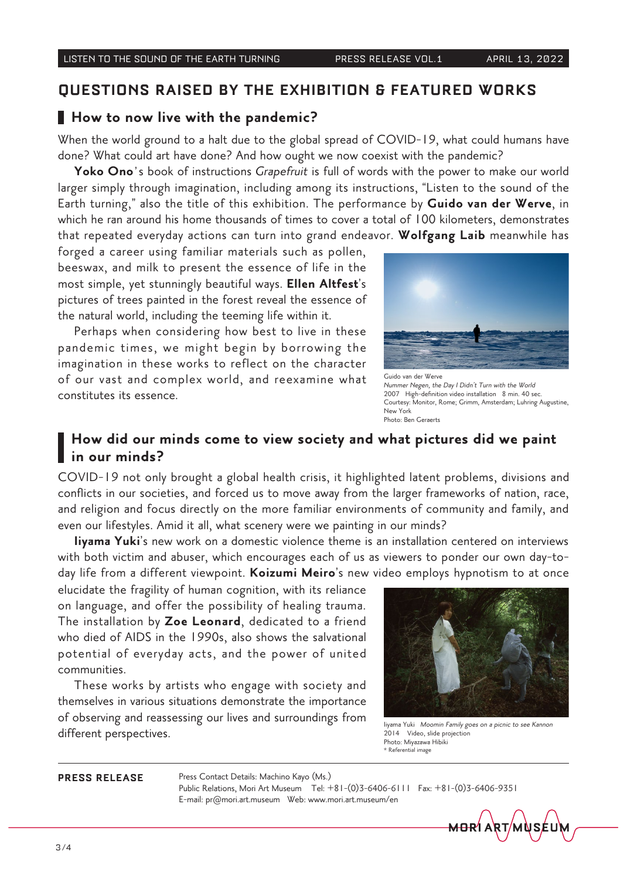## QUESTIONS RAISED BY THE EXHIBITION & FEATURED WORKS

### How to now live with the pandemic?

When the world ground to a halt due to the global spread of COVID-19, what could humans have done? What could art have done? And how ought we now coexist with the pandemic?

**Yoko Ono**'s book of instructions *Grapefruit* is full of words with the power to make our world larger simply through imagination, including among its instructions, "Listen to the sound of the Earth turning," also the title of this exhibition. The performance by **Guido van der Werve**, in which he ran around his home thousands of times to cover a total of 100 kilometers, demonstrates that repeated everyday actions can turn into grand endeavor. **Wolfgang Laib** meanwhile has forged a career using familiar materials such as pollen, beeswax, and milk to present the essence of life in the most simple, yet stunningly beautiful ways. **Ellen Altfest**'s pictures of trees painted in the forest reveal the essence of the natural world, including the teeming life within it.

Perhaps when considering how best to live in these pandemic times, we might begin by borrowing the imagination in these works to reflect on the character of our vast and complex world, and reexamine what constitutes its essence.

Guido van der Werve
*Nummer Negen, the Day I Didn't Turn with the World*
2007 High-definition video installation 8 min. 40 sec.
Courtesy: Monitor, Rome; Grimm, Amsterdam; Luhring Augustine, New York
Photo: Ben Geraerts

### How did our minds come to view society and what pictures did we paint in our minds?

COVID-19 not only brought a global health crisis, it highlighted latent problems, divisions and conflicts in our societies, and forced us to move away from the larger frameworks of nation, race, and religion and focus directly on the more familiar environments of community and family, and even our lifestyles. Amid it all, what scenery were we painting in our minds?

**Iiyama Yuki**'s new work on a domestic violence theme is an installation centered on interviews with both victim and abuser, which encourages each of us as viewers to ponder our own day-to-day life from a different viewpoint. **Koizumi Meiro**'s new video employs hypnotism to at once elucidate the fragility of human cognition, with its reliance on language, and offer the possibility of healing trauma. The installation by **Zoe Leonard**, dedicated to a friend who died of AIDS in the 1990s, also shows the salvational potential of everyday acts, and the power of united communities.

These works by artists who engage with society and themselves in various situations demonstrate the importance of observing and reassessing our lives and surroundings from different perspectives.

Iiyama Yuki *Moomin Family goes on a picnic to see Kannon*
2014 Video, slide projection
Photo: Miyazawa Hibiki
\* Referential image

**PRESS RELEASE** Press Contact Details: Machino Kayo (Ms.)
Public Relations, Mori Art Museum Tel: +81-(0)3-6406-6111 Fax: +81-(0)3-6406-9351
E-mail: pr@mori.art.museum Web: www.mori.art.museum/en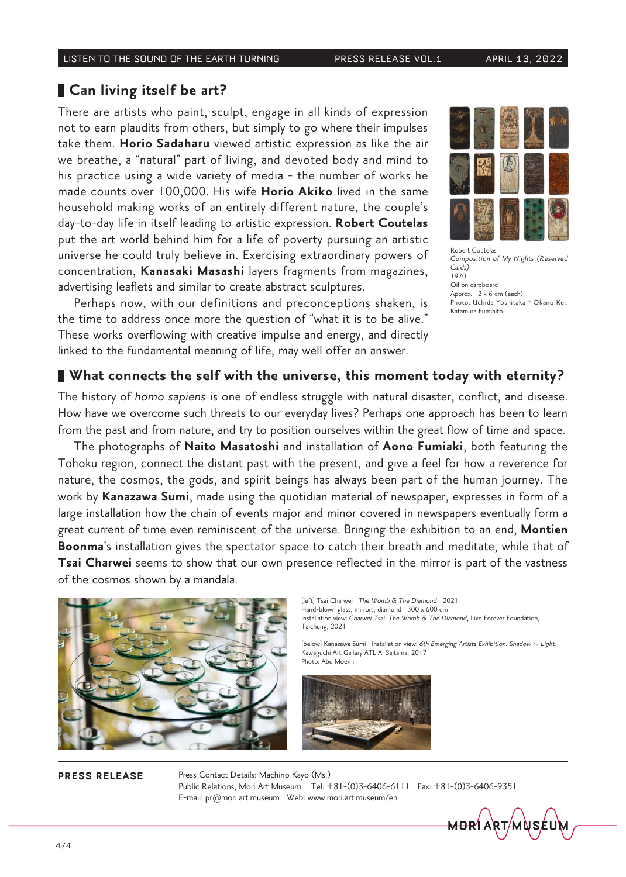## Can living itself be art?

There are artists who paint, sculpt, engage in all kinds of expression not to earn plaudits from others, but simply to go where their impulses take them. **Horio Sadaharu** viewed artistic expression as like the air we breathe, a "natural" part of living, and devoted body and mind to his practice using a wide variety of media - the number of works he made counts over 100,000. His wife **Horio Akiko** lived in the same household making works of an entirely different nature, the couple's day-to-day life in itself leading to artistic expression. **Robert Coutelas** put the art world behind him for a life of poverty pursuing an artistic universe he could truly believe in. Exercising extraordinary powers of concentration, **Kanasaki Masashi** layers fragments from magazines, advertising leaflets and similar to create abstract sculptures.

Perhaps now, with our definitions and preconceptions shaken, is the time to address once more the question of "what it is to be alive." These works overflowing with creative impulse and energy, and directly linked to the fundamental meaning of life, may well offer an answer.

Robert Coutelas
*Composition of My Nights (Reserved Cards)*
1970
Oil on cardboard
Approx. 12 x 6 cm (each)
Photo: Uchida Yoshitaka + Okano Kei, Katamura Fumihito

## What connects the self with the universe, this moment today with eternity?

The history of *homo sapiens* is one of endless struggle with natural disaster, conflict, and disease. How have we overcome such threats to our everyday lives? Perhaps one approach has been to learn from the past and from nature, and try to position ourselves within the great flow of time and space.

The photographs of **Naito Masatoshi** and installation of **Aono Fumiaki**, both featuring the Tohoku region, connect the distant past with the present, and give a feel for how a reverence for nature, the cosmos, the gods, and spirit beings has always been part of the human journey. The work by **Kanazawa Sumi**, made using the quotidian material of newspaper, expresses in form of a large installation how the chain of events major and minor covered in newspapers eventually form a great current of time even reminiscent of the universe. Bringing the exhibition to an end, **Montien Boonma**'s installation gives the spectator space to catch their breath and meditate, while that of **Tsai Charwei** seems to show that our own presence reflected in the mirror is part of the vastness of the cosmos shown by a mandala.

[left] Tsai Charwei *The Womb & The Diamond* 2021
Hand-blown glass, mirrors, diamond 300 x 600 cm
Installation view: *Charwei Tsai: The Womb & The Diamond*, Live Forever Foundation, Taichung, 2021

[below] Kanazawa Sumi Installation view: *6th Emerging Artists Exhibition: Shadow ⇆ Light*, Kawaguchi Art Gallery ATLIA, Saitama, 2017
Photo: Abe Moemi

**PRESS RELEASE**

Press Contact Details: Machino Kayo (Ms.)
Public Relations, Mori Art Museum Tel: +81-(0)3-6406-6111 Fax: +81-(0)3-6406-9351
E-mail: pr@mori.art.museum Web: www.mori.art.museum/en